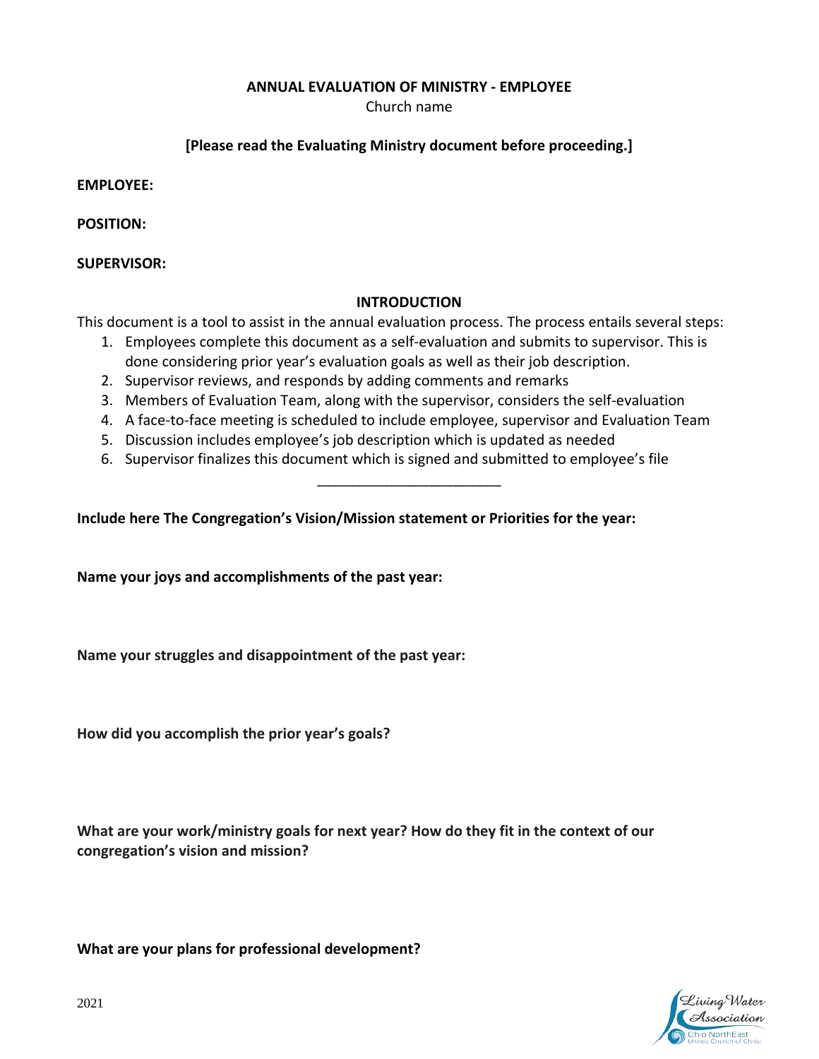**ANNUAL EVALUATION OF MINISTRY - EMPLOYEE**

Church name

**[Please read the Evaluating Ministry document before proceeding.]**

**EMPLOYEE:**

**POSITION:**

**SUPERVISOR:**

## INTRODUCTION

This document is a tool to assist in the annual evaluation process. The process entails several steps:

1. Employees complete this document as a self-evaluation and submits to supervisor. This is done considering prior year's evaluation goals as well as their job description.
2. Supervisor reviews, and responds by adding comments and remarks
3. Members of Evaluation Team, along with the supervisor, considers the self-evaluation
4. A face-to-face meeting is scheduled to include employee, supervisor and Evaluation Team
5. Discussion includes employee's job description which is updated as needed
6. Supervisor finalizes this document which is signed and submitted to employee's file

---

**Include here The Congregation's Vision/Mission statement or Priorities for the year:**

**Name your joys and accomplishments of the past year:**

**Name your struggles and disappointment of the past year:**

**How did you accomplish the prior year's goals?**

**What are your work/ministry goals for next year? How do they fit in the context of our congregation's vision and mission?**

**What are your plans for professional development?**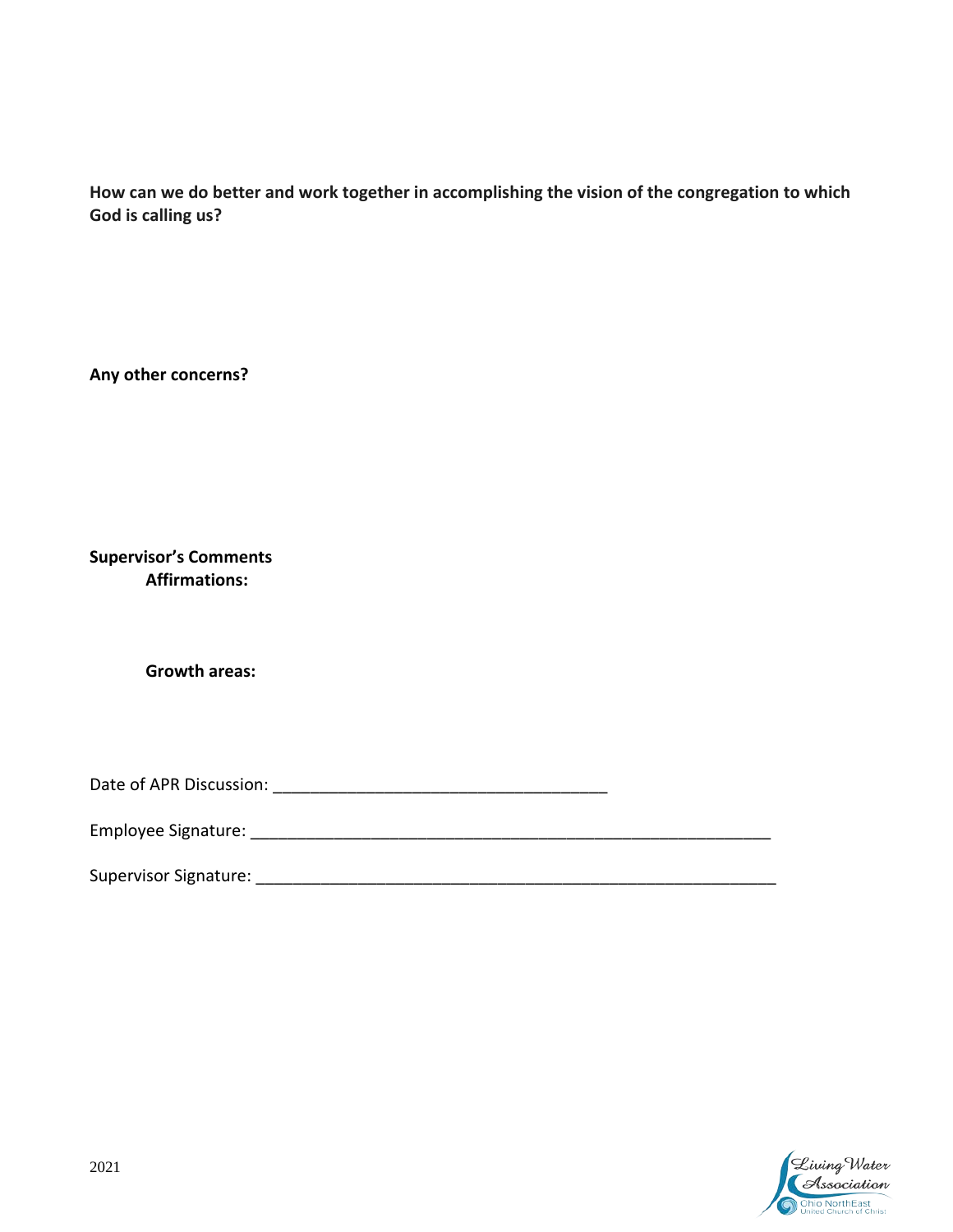**How can we do better and work together in accomplishing the vision of the congregation to which God is calling us?**

**Any other concerns?**

**Supervisor's Comments**

**Affirmations:**

**Growth areas:**

Date of APR Discussion: ____________________________________

Employee Signature: _________________________________________________________

Supervisor Signature: _________________________________________________________